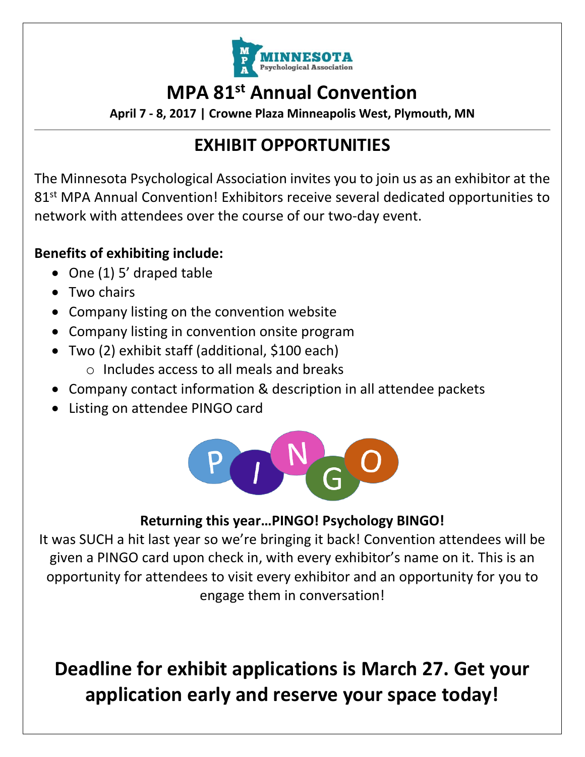MINNESOTA Psychological Association

# MPA 81st Annual Convention

**April 7 - 8, 2017 | Crowne Plaza Minneapolis West, Plymouth, MN**

---

## EXHIBIT OPPORTUNITIES

The Minnesota Psychological Association invites you to join us as an exhibitor at the 81st MPA Annual Convention! Exhibitors receive several dedicated opportunities to network with attendees over the course of our two-day event.

**Benefits of exhibiting include:**

- One (1) 5' draped table
- Two chairs
- Company listing on the convention website
- Company listing in convention onsite program
- Two (2) exhibit staff (additional, $100 each)
  - Includes access to all meals and breaks
- Company contact information & description in all attendee packets
- Listing on attendee PINGO card

PINGO

**Returning this year…PINGO! Psychology BINGO!**

It was SUCH a hit last year so we're bringing it back! Convention attendees will be given a PINGO card upon check in, with every exhibitor's name on it. This is an opportunity for attendees to visit every exhibitor and an opportunity for you to engage them in conversation!

## Deadline for exhibit applications is March 27. Get your application early and reserve your space today!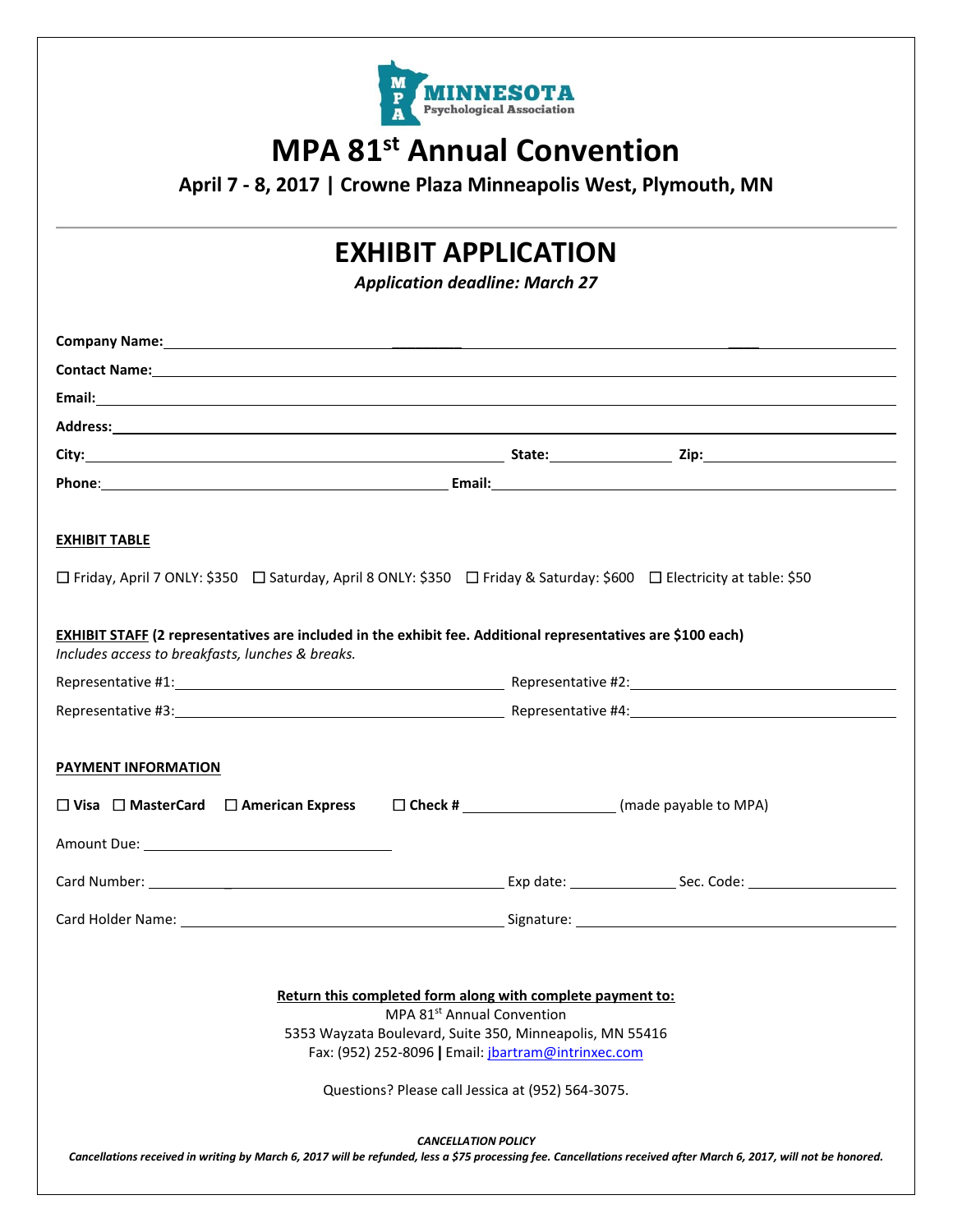MINNESOTA Psychological Association

# MPA 81st Annual Convention

**April 7 - 8, 2017 | Crowne Plaza Minneapolis West, Plymouth, MN**

---

## EXHIBIT APPLICATION

***Application deadline: March 27***

**Company Name:** ____________________________________________

**Contact Name:** ____________________________________________

**Email:** ____________________________________________

**Address:** ____________________________________________

**City:** ____________________ **State:** __________ **Zip:** __________

**Phone:** ____________________ **Email:** ____________________

**EXHIBIT TABLE**

☐ Friday, April 7 ONLY: $350 ☐ Saturday, April 8 ONLY: $350 ☐ Friday & Saturday: $600 ☐ Electricity at table: $50

**EXHIBIT STAFF (2 representatives are included in the exhibit fee. Additional representatives are $100 each)**
*Includes access to breakfasts, lunches & breaks.*

Representative #1: ____________________ Representative #2: ____________________

Representative #3: ____________________ Representative #4: ____________________

**PAYMENT INFORMATION**

☐ **Visa** ☐ **MasterCard** ☐ **American Express** ☐ **Check #** __________ (made payable to MPA)

Amount Due: ____________________

Card Number: ____________________ Exp date: __________ Sec. Code: __________

Card Holder Name: ____________________ Signature: ____________________

**Return this completed form along with complete payment to:**
MPA 81st Annual Convention
5353 Wayzata Boulevard, Suite 350, Minneapolis, MN 55416
Fax: (952) 252-8096 **|** Email: jbartram@intrinxec.com

Questions? Please call Jessica at (952) 564-3075.

***CANCELLATION POLICY***
***Cancellations received in writing by March 6, 2017 will be refunded, less a $75 processing fee. Cancellations received after March 6, 2017, will not be honored.***